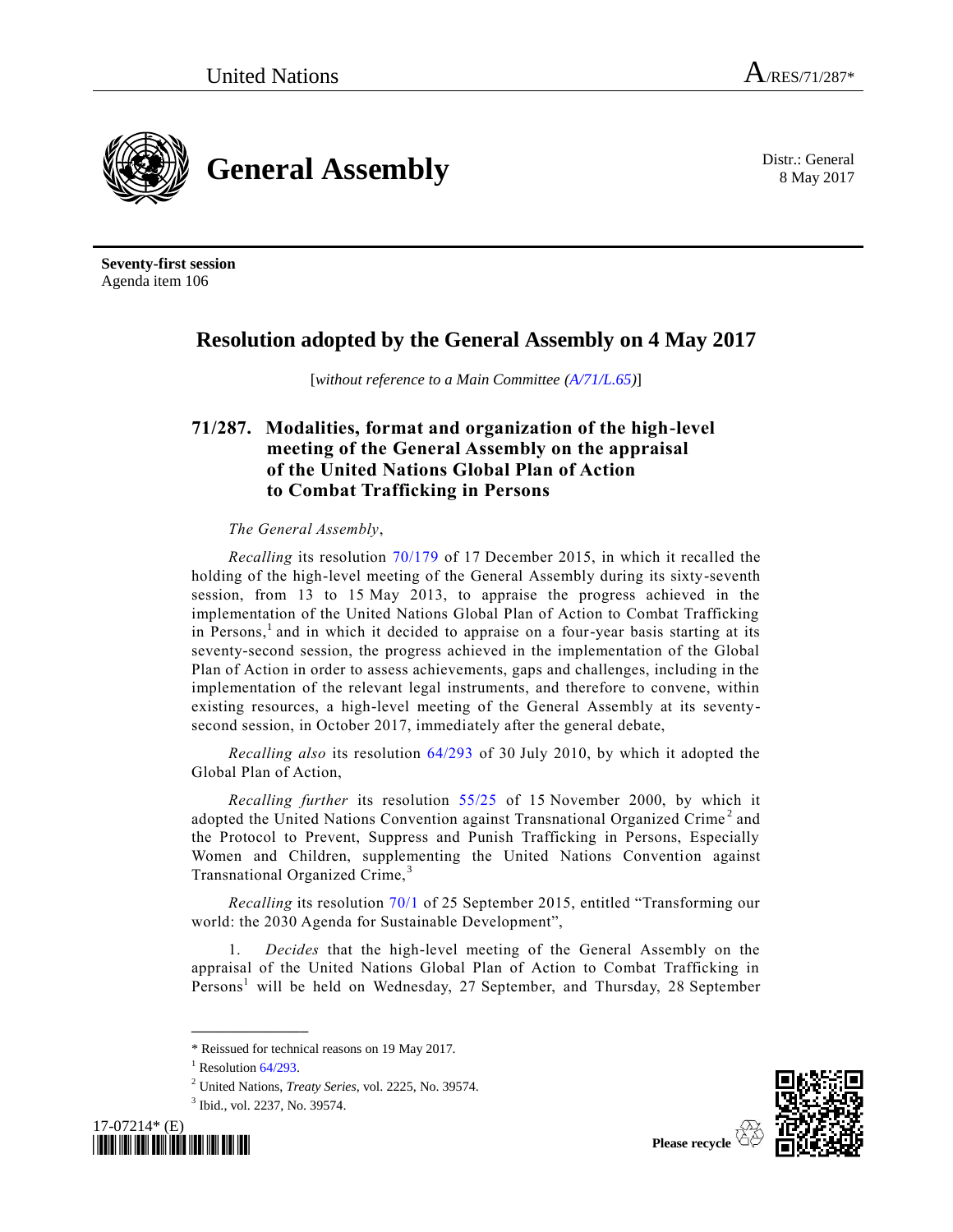United Nations A/RES/71/287*

# General Assembly

Distr.: General
8 May 2017

**Seventy-first session**
Agenda item 106

## Resolution adopted by the General Assembly on 4 May 2017

[*without reference to a Main Committee (A/71/L.65)*]

### 71/287. Modalities, format and organization of the high-level meeting of the General Assembly on the appraisal of the United Nations Global Plan of Action to Combat Trafficking in Persons

*The General Assembly*,

*Recalling* its resolution 70/179 of 17 December 2015, in which it recalled the holding of the high-level meeting of the General Assembly during its sixty-seventh session, from 13 to 15 May 2013, to appraise the progress achieved in the implementation of the United Nations Global Plan of Action to Combat Trafficking in Persons,[1] and in which it decided to appraise on a four-year basis starting at its seventy-second session, the progress achieved in the implementation of the Global Plan of Action in order to assess achievements, gaps and challenges, including in the implementation of the relevant legal instruments, and therefore to convene, within existing resources, a high-level meeting of the General Assembly at its seventy-second session, in October 2017, immediately after the general debate,

*Recalling also* its resolution 64/293 of 30 July 2010, by which it adopted the Global Plan of Action,

*Recalling further* its resolution 55/25 of 15 November 2000, by which it adopted the United Nations Convention against Transnational Organized Crime[2] and the Protocol to Prevent, Suppress and Punish Trafficking in Persons, Especially Women and Children, supplementing the United Nations Convention against Transnational Organized Crime,[3]

*Recalling* its resolution 70/1 of 25 September 2015, entitled "Transforming our world: the 2030 Agenda for Sustainable Development",

1. *Decides* that the high-level meeting of the General Assembly on the appraisal of the United Nations Global Plan of Action to Combat Trafficking in Persons[1] will be held on Wednesday, 27 September, and Thursday, 28 September

---

\* Reissued for technical reasons on 19 May 2017.

[1] Resolution 64/293.

[2] United Nations, *Treaty Series*, vol. 2225, No. 39574.

[3] Ibid., vol. 2237, No. 39574.

17-07214* (E)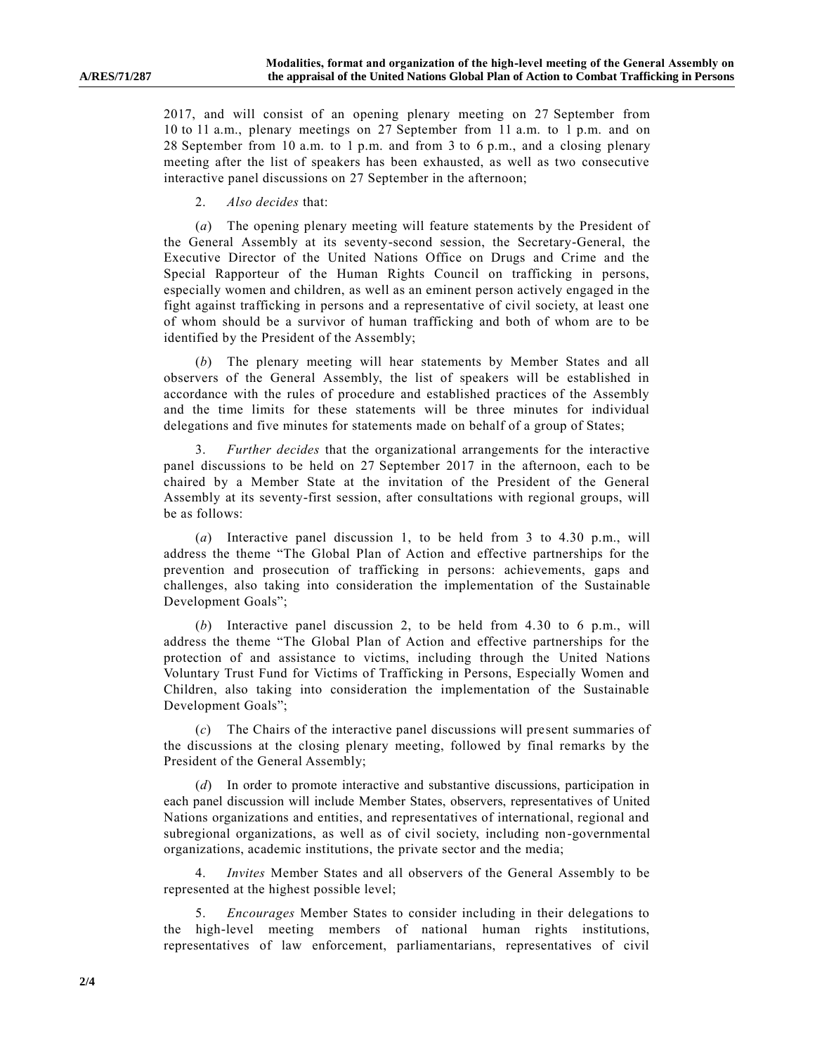2017, and will consist of an opening plenary meeting on 27 September from 10 to 11 a.m., plenary meetings on 27 September from 11 a.m. to 1 p.m. and on 28 September from 10 a.m. to 1 p.m. and from 3 to 6 p.m., and a closing plenary meeting after the list of speakers has been exhausted, as well as two consecutive interactive panel discussions on 27 September in the afternoon;

2. *Also decides* that:

(*a*) The opening plenary meeting will feature statements by the President of the General Assembly at its seventy-second session, the Secretary-General, the Executive Director of the United Nations Office on Drugs and Crime and the Special Rapporteur of the Human Rights Council on trafficking in persons, especially women and children, as well as an eminent person actively engaged in the fight against trafficking in persons and a representative of civil society, at least one of whom should be a survivor of human trafficking and both of whom are to be identified by the President of the Assembly;

(*b*) The plenary meeting will hear statements by Member States and all observers of the General Assembly, the list of speakers will be established in accordance with the rules of procedure and established practices of the Assembly and the time limits for these statements will be three minutes for individual delegations and five minutes for statements made on behalf of a group of States;

3. *Further decides* that the organizational arrangements for the interactive panel discussions to be held on 27 September 2017 in the afternoon, each to be chaired by a Member State at the invitation of the President of the General Assembly at its seventy-first session, after consultations with regional groups, will be as follows:

(*a*) Interactive panel discussion 1, to be held from 3 to 4.30 p.m., will address the theme "The Global Plan of Action and effective partnerships for the prevention and prosecution of trafficking in persons: achievements, gaps and challenges, also taking into consideration the implementation of the Sustainable Development Goals";

(*b*) Interactive panel discussion 2, to be held from 4.30 to 6 p.m., will address the theme "The Global Plan of Action and effective partnerships for the protection of and assistance to victims, including through the United Nations Voluntary Trust Fund for Victims of Trafficking in Persons, Especially Women and Children, also taking into consideration the implementation of the Sustainable Development Goals";

(*c*) The Chairs of the interactive panel discussions will present summaries of the discussions at the closing plenary meeting, followed by final remarks by the President of the General Assembly;

(*d*) In order to promote interactive and substantive discussions, participation in each panel discussion will include Member States, observers, representatives of United Nations organizations and entities, and representatives of international, regional and subregional organizations, as well as of civil society, including non-governmental organizations, academic institutions, the private sector and the media;

4. *Invites* Member States and all observers of the General Assembly to be represented at the highest possible level;

5. *Encourages* Member States to consider including in their delegations to the high-level meeting members of national human rights institutions, representatives of law enforcement, parliamentarians, representatives of civil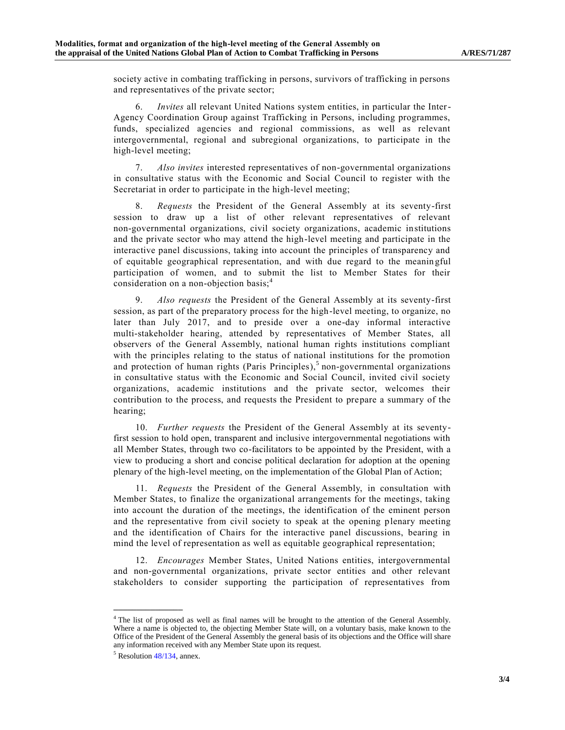society active in combating trafficking in persons, survivors of trafficking in persons and representatives of the private sector;

6. *Invites* all relevant United Nations system entities, in particular the Inter-Agency Coordination Group against Trafficking in Persons, including programmes, funds, specialized agencies and regional commissions, as well as relevant intergovernmental, regional and subregional organizations, to participate in the high-level meeting;

7. *Also invites* interested representatives of non-governmental organizations in consultative status with the Economic and Social Council to register with the Secretariat in order to participate in the high-level meeting;

8. *Requests* the President of the General Assembly at its seventy-first session to draw up a list of other relevant representatives of relevant non-governmental organizations, civil society organizations, academic institutions and the private sector who may attend the high-level meeting and participate in the interactive panel discussions, taking into account the principles of transparency and of equitable geographical representation, and with due regard to the meaningful participation of women, and to submit the list to Member States for their consideration on a non-objection basis;[4]

9. *Also requests* the President of the General Assembly at its seventy-first session, as part of the preparatory process for the high-level meeting, to organize, no later than July 2017, and to preside over a one-day informal interactive multi-stakeholder hearing, attended by representatives of Member States, all observers of the General Assembly, national human rights institutions compliant with the principles relating to the status of national institutions for the promotion and protection of human rights (Paris Principles),[5] non-governmental organizations in consultative status with the Economic and Social Council, invited civil society organizations, academic institutions and the private sector, welcomes their contribution to the process, and requests the President to prepare a summary of the hearing;

10. *Further requests* the President of the General Assembly at its seventy-first session to hold open, transparent and inclusive intergovernmental negotiations with all Member States, through two co-facilitators to be appointed by the President, with a view to producing a short and concise political declaration for adoption at the opening plenary of the high-level meeting, on the implementation of the Global Plan of Action;

11. *Requests* the President of the General Assembly, in consultation with Member States, to finalize the organizational arrangements for the meetings, taking into account the duration of the meetings, the identification of the eminent person and the representative from civil society to speak at the opening plenary meeting and the identification of Chairs for the interactive panel discussions, bearing in mind the level of representation as well as equitable geographical representation;

12. *Encourages* Member States, United Nations entities, intergovernmental and non-governmental organizations, private sector entities and other relevant stakeholders to consider supporting the participation of representatives from

---

[4] The list of proposed as well as final names will be brought to the attention of the General Assembly. Where a name is objected to, the objecting Member State will, on a voluntary basis, make known to the Office of the President of the General Assembly the general basis of its objections and the Office will share any information received with any Member State upon its request.

[5] Resolution 48/134, annex.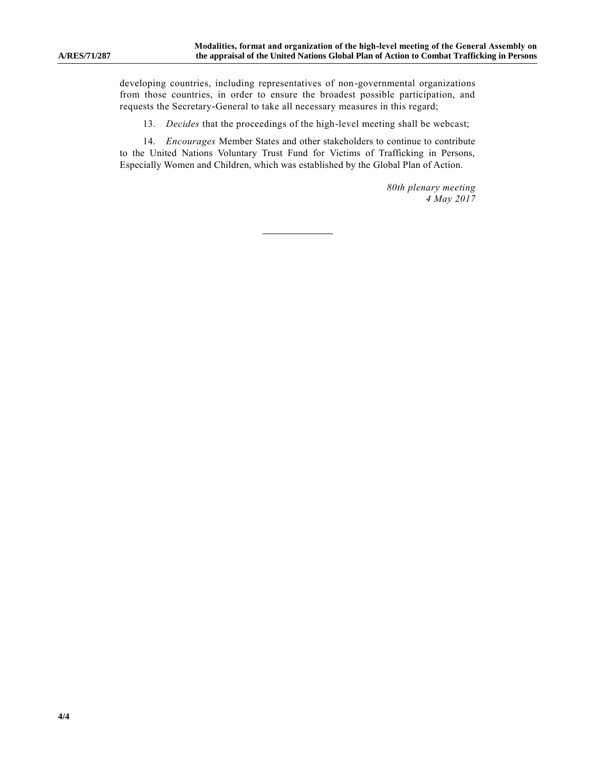developing countries, including representatives of non-governmental organizations from those countries, in order to ensure the broadest possible participation, and requests the Secretary-General to take all necessary measures in this regard;

13. *Decides* that the proceedings of the high-level meeting shall be webcast;

14. *Encourages* Member States and other stakeholders to continue to contribute to the United Nations Voluntary Trust Fund for Victims of Trafficking in Persons, Especially Women and Children, which was established by the Global Plan of Action.

*80th plenary meeting*
*4 May 2017*